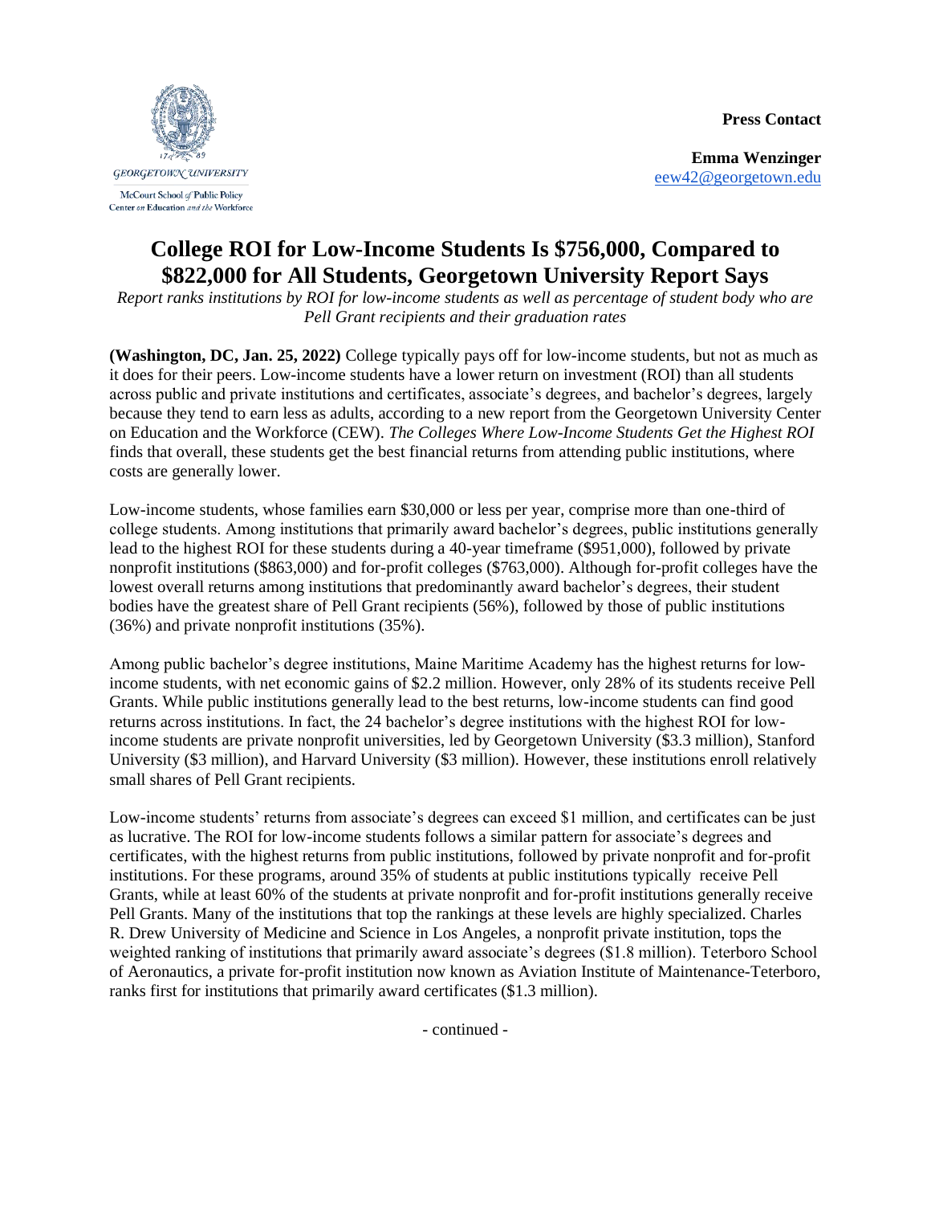Georgetown University
McCourt School of Public Policy
Center on Education and the Workforce

**Press Contact**

**Emma Wenzinger**
eew42@georgetown.edu

# College ROI for Low-Income Students Is $756,000, Compared to $822,000 for All Students, Georgetown University Report Says

*Report ranks institutions by ROI for low-income students as well as percentage of student body who are Pell Grant recipients and their graduation rates*

**(Washington, DC, Jan. 25, 2022)** College typically pays off for low-income students, but not as much as it does for their peers. Low-income students have a lower return on investment (ROI) than all students across public and private institutions and certificates, associate's degrees, and bachelor's degrees, largely because they tend to earn less as adults, according to a new report from the Georgetown University Center on Education and the Workforce (CEW). *The Colleges Where Low-Income Students Get the Highest ROI* finds that overall, these students get the best financial returns from attending public institutions, where costs are generally lower.

Low-income students, whose families earn $30,000 or less per year, comprise more than one-third of college students. Among institutions that primarily award bachelor's degrees, public institutions generally lead to the highest ROI for these students during a 40-year timeframe ($951,000), followed by private nonprofit institutions ($863,000) and for-profit colleges ($763,000). Although for-profit colleges have the lowest overall returns among institutions that predominantly award bachelor's degrees, their student bodies have the greatest share of Pell Grant recipients (56%), followed by those of public institutions (36%) and private nonprofit institutions (35%).

Among public bachelor's degree institutions, Maine Maritime Academy has the highest returns for low-income students, with net economic gains of $2.2 million. However, only 28% of its students receive Pell Grants. While public institutions generally lead to the best returns, low-income students can find good returns across institutions. In fact, the 24 bachelor's degree institutions with the highest ROI for low-income students are private nonprofit universities, led by Georgetown University ($3.3 million), Stanford University ($3 million), and Harvard University ($3 million). However, these institutions enroll relatively small shares of Pell Grant recipients.

Low-income students' returns from associate's degrees can exceed $1 million, and certificates can be just as lucrative. The ROI for low-income students follows a similar pattern for associate's degrees and certificates, with the highest returns from public institutions, followed by private nonprofit and for-profit institutions. For these programs, around 35% of students at public institutions typically receive Pell Grants, while at least 60% of the students at private nonprofit and for-profit institutions generally receive Pell Grants. Many of the institutions that top the rankings at these levels are highly specialized. Charles R. Drew University of Medicine and Science in Los Angeles, a nonprofit private institution, tops the weighted ranking of institutions that primarily award associate's degrees ($1.8 million). Teterboro School of Aeronautics, a private for-profit institution now known as Aviation Institute of Maintenance-Teterboro, ranks first for institutions that primarily award certificates ($1.3 million).

- continued -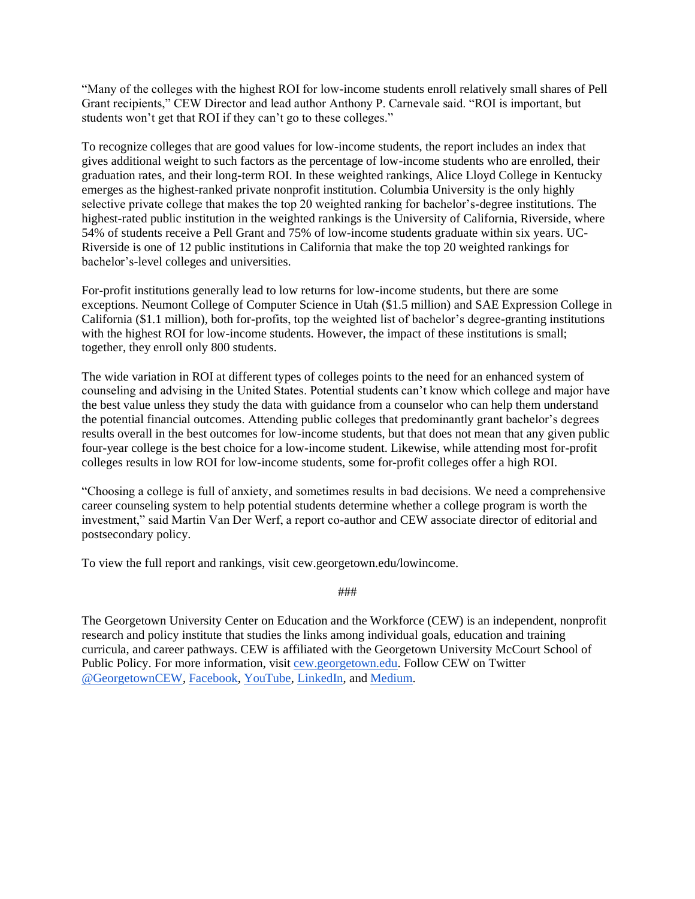"Many of the colleges with the highest ROI for low-income students enroll relatively small shares of Pell Grant recipients," CEW Director and lead author Anthony P. Carnevale said. "ROI is important, but students won't get that ROI if they can't go to these colleges."

To recognize colleges that are good values for low-income students, the report includes an index that gives additional weight to such factors as the percentage of low-income students who are enrolled, their graduation rates, and their long-term ROI. In these weighted rankings, Alice Lloyd College in Kentucky emerges as the highest-ranked private nonprofit institution. Columbia University is the only highly selective private college that makes the top 20 weighted ranking for bachelor's-degree institutions. The highest-rated public institution in the weighted rankings is the University of California, Riverside, where 54% of students receive a Pell Grant and 75% of low-income students graduate within six years. UC-Riverside is one of 12 public institutions in California that make the top 20 weighted rankings for bachelor's-level colleges and universities.

For-profit institutions generally lead to low returns for low-income students, but there are some exceptions. Neumont College of Computer Science in Utah ($1.5 million) and SAE Expression College in California ($1.1 million), both for-profits, top the weighted list of bachelor's degree-granting institutions with the highest ROI for low-income students. However, the impact of these institutions is small; together, they enroll only 800 students.

The wide variation in ROI at different types of colleges points to the need for an enhanced system of counseling and advising in the United States. Potential students can't know which college and major have the best value unless they study the data with guidance from a counselor who can help them understand the potential financial outcomes. Attending public colleges that predominantly grant bachelor's degrees results overall in the best outcomes for low-income students, but that does not mean that any given public four-year college is the best choice for a low-income student. Likewise, while attending most for-profit colleges results in low ROI for low-income students, some for-profit colleges offer a high ROI.

"Choosing a college is full of anxiety, and sometimes results in bad decisions. We need a comprehensive career counseling system to help potential students determine whether a college program is worth the investment," said Martin Van Der Werf, a report co-author and CEW associate director of editorial and postsecondary policy.

To view the full report and rankings, visit cew.georgetown.edu/lowincome.

###

The Georgetown University Center on Education and the Workforce (CEW) is an independent, nonprofit research and policy institute that studies the links among individual goals, education and training curricula, and career pathways. CEW is affiliated with the Georgetown University McCourt School of Public Policy. For more information, visit cew.georgetown.edu. Follow CEW on Twitter @GeorgetownCEW, Facebook, YouTube, LinkedIn, and Medium.